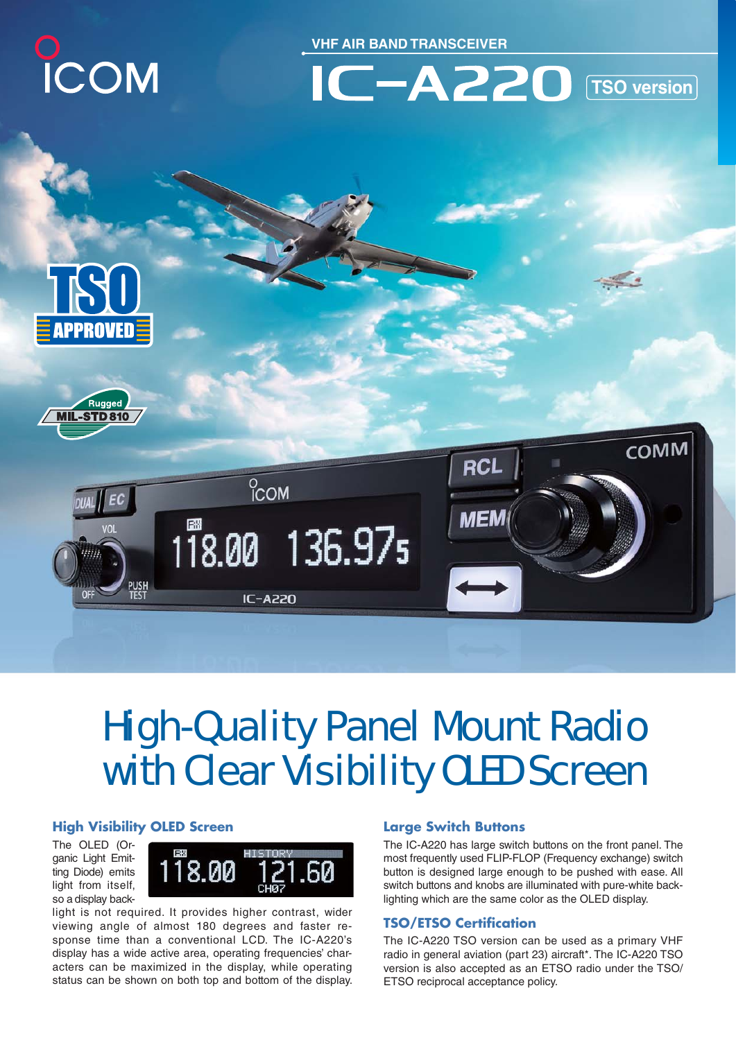VHF AIR BAND TRANSCEIVER

# IC-A220 TSO version

TSO APPROVED

Rugged MIL-STD 810

## High-Quality Panel Mount Radio with Clear Visibility OLED Screen

### High Visibility OLED Screen

The OLED (Organic Light Emitting Diode) emits light from itself, so a display backlight is not required. It provides higher contrast, wider viewing angle of almost 180 degrees and faster response time than a conventional LCD. The IC-A220's display has a wide active area, operating frequencies' characters can be maximized in the display, while operating status can be shown on both top and bottom of the display.

### Large Switch Buttons

The IC-A220 has large switch buttons on the front panel. The most frequently used FLIP-FLOP (Frequency exchange) switch button is designed large enough to be pushed with ease. All switch buttons and knobs are illuminated with pure-white backlighting which are the same color as the OLED display.

### TSO/ETSO Certification

The IC-A220 TSO version can be used as a primary VHF radio in general aviation (part 23) aircraft*. The IC-A220 TSO version is also accepted as an ETSO radio under the TSO/ETSO reciprocal acceptance policy.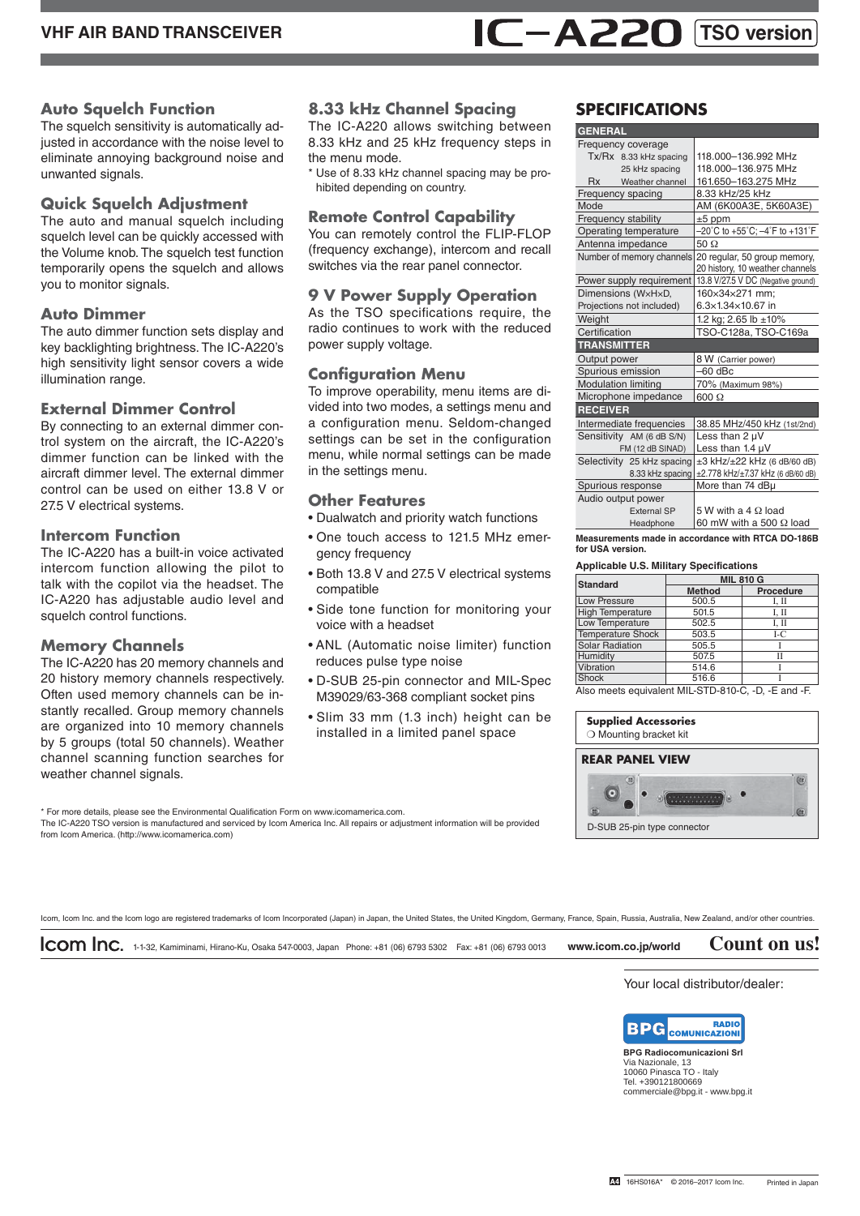# VHF AIR BAND TRANSCEIVER

# IC-A220 TSO version

## Auto Squelch Function

The squelch sensitivity is automatically adjusted in accordance with the noise level to eliminate annoying background noise and unwanted signals.

## Quick Squelch Adjustment

The auto and manual squelch including squelch level can be quickly accessed with the Volume knob. The squelch test function temporarily opens the squelch and allows you to monitor signals.

## Auto Dimmer

The auto dimmer function sets display and key backlighting brightness. The IC-A220's high sensitivity light sensor covers a wide illumination range.

## External Dimmer Control

By connecting to an external dimmer control system on the aircraft, the IC-A220's dimmer function can be linked with the aircraft dimmer level. The external dimmer control can be used on either 13.8 V or 27.5 V electrical systems.

## Intercom Function

The IC-A220 has a built-in voice activated intercom function allowing the pilot to talk with the copilot via the headset. The IC-A220 has adjustable audio level and squelch control functions.

## Memory Channels

The IC-A220 has 20 memory channels and 20 history memory channels respectively. Often used memory channels can be instantly recalled. Group memory channels are organized into 10 memory channels by 5 groups (total 50 channels). Weather channel scanning function searches for weather channel signals.

## 8.33 kHz Channel Spacing

The IC-A220 allows switching between 8.33 kHz and 25 kHz frequency steps in the menu mode.

* Use of 8.33 kHz channel spacing may be prohibited depending on country.

## Remote Control Capability

You can remotely control the FLIP-FLOP (frequency exchange), intercom and recall switches via the rear panel connector.

## 9 V Power Supply Operation

As the TSO specifications require, the radio continues to work with the reduced power supply voltage.

## Configuration Menu

To improve operability, menu items are divided into two modes, a settings menu and a configuration menu. Seldom-changed settings can be set in the configuration menu, while normal settings can be made in the settings menu.

## Other Features

- Dualwatch and priority watch functions
- One touch access to 121.5 MHz emergency frequency
- Both 13.8 V and 27.5 V electrical systems compatible
- Side tone function for monitoring your voice with a headset
- ANL (Automatic noise limiter) function reduces pulse type noise
- D-SUB 25-pin connector and MIL-Spec M39029/63-368 compliant socket pins
- Slim 33 mm (1.3 inch) height can be installed in a limited panel space

* For more details, please see the Environmental Qualification Form on www.icomamerica.com.
The IC-A220 TSO version is manufactured and serviced by Icom America Inc. All repairs or adjustment information will be provided from Icom America. (http://www.icomamerica.com)

## SPECIFICATIONS

| | |
|---|---|
| **GENERAL** | |
| Frequency coverage Tx/Rx 8.33 kHz spacing | 118.000–136.992 MHz |
| 25 kHz spacing | 118.000–136.975 MHz |
| Rx Weather channel | 161.650–163.275 MHz |
| Frequency spacing | 8.33 kHz/25 kHz |
| Mode | AM (6K00A3E, 5K60A3E) |
| Frequency stability | ±5 ppm |
| Operating temperature | –20˚C to +55˚C; –4˚F to +131˚F |
| Antenna impedance | 50 Ω |
| Number of memory channels | 20 regular, 50 group memory, 20 history, 10 weather channels |
| Power supply requirement | 13.8 V/27.5 V DC (Negative ground) |
| Dimensions (W×H×D, Projections not included) | 160×34×271 mm; 6.3×1.34×10.67 in |
| Weight | 1.2 kg; 2.65 lb ±10% |
| Certification | TSO-C128a, TSO-C169a |
| **TRANSMITTER** | |
| Output power | 8 W (Carrier power) |
| Spurious emission | –60 dBc |
| Modulation limiting | 70% (Maximum 98%) |
| Microphone impedance | 600 Ω |
| **RECEIVER** | |
| Intermediate frequencies | 38.85 MHz/450 kHz (1st/2nd) |
| Sensitivity AM (6 dB S/N) | Less than 2 μV |
| FM (12 dB SINAD) | Less than 1.4 μV |
| Selectivity 25 kHz spacing | ±3 kHz/±22 kHz (6 dB/60 dB) |
| 8.33 kHz spacing | ±2.778 kHz/±7.37 kHz (6 dB/60 dB) |
| Spurious response | More than 74 dBμ |
| Audio output power External SP | 5 W with a 4 Ω load |
| Headphone | 60 mW with a 500 Ω load |

**Measurements made in accordance with RTCA DO-186B for USA version.**

**Applicable U.S. Military Specifications**

| Standard | MIL 810 G | |
|---|---|---|
| | Method | Procedure |
| Low Pressure | 500.5 | I, II |
| High Temperature | 501.5 | I, II |
| Low Temperature | 502.5 | I, II |
| Temperature Shock | 503.5 | I-C |
| Solar Radiation | 505.5 | I |
| Humidity | 507.5 | II |
| Vibration | 514.6 | I |
| Shock | 516.6 | I |

Also meets equivalent MIL-STD-810-C, -D, -E and -F.

**Supplied Accessories**

❍ Mounting bracket kit

**REAR PANEL VIEW**

D-SUB 25-pin type connector

Icom, Icom Inc. and the Icom logo are registered trademarks of Icom Incorporated (Japan) in Japan, the United States, the United Kingdom, Germany, France, Spain, Russia, Australia, New Zealand, and/or other countries.

Icom Inc. 1-1-32, Kamiminami, Hirano-Ku, Osaka 547-0003, Japan Phone: +81 (06) 6793 5302 Fax: +81 (06) 6793 0013 www.icom.co.jp/world Count on us!

Your local distributor/dealer:

BPG RADIO COMUNICAZIONI

**BPG Radiocomunicazioni Srl**
Via Nazionale, 13
10060 Pinasca TO - Italy
Tel. +390121800669
commerciale@bpg.it - www.bpg.it

A4 16HS016A* © 2016–2017 Icom Inc. Printed in Japan